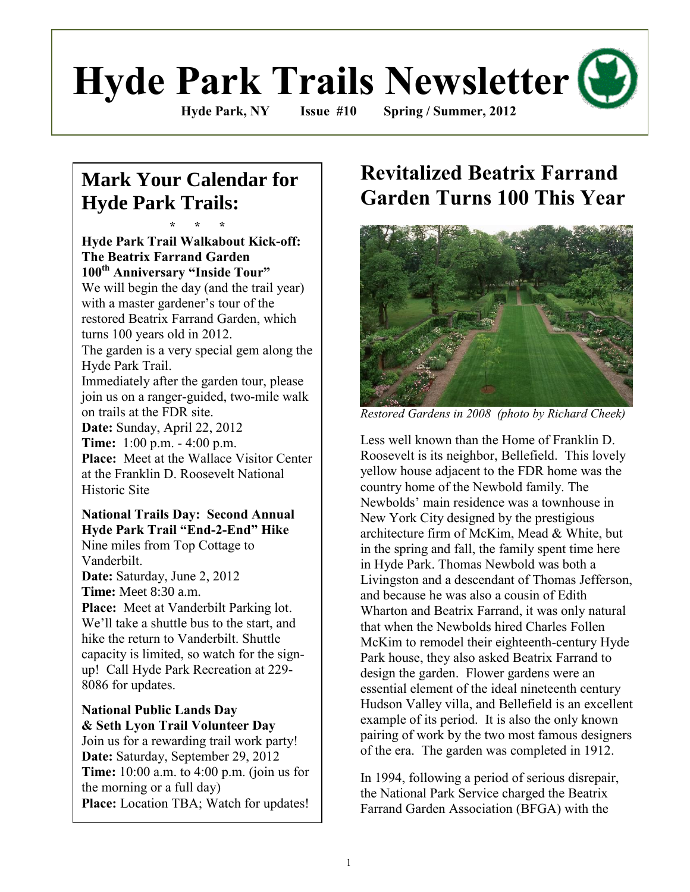# Hyde Park Trails Newsletter

**Hyde Park, NY Issue #10 Spring / Summer, 2012**

## Mark Your Calendar for Hyde Park Trails:

\* \* \*

**Hyde Park Trail Walkabout Kick-off: The Beatrix Farrand Garden 100th Anniversary "Inside Tour"**

We will begin the day (and the trail year) with a master gardener's tour of the restored Beatrix Farrand Garden, which turns 100 years old in 2012.

The garden is a very special gem along the Hyde Park Trail.

Immediately after the garden tour, please join us on a ranger-guided, two-mile walk on trails at the FDR site.

**Date:** Sunday, April 22, 2012
**Time:** 1:00 p.m. - 4:00 p.m.
**Place:** Meet at the Wallace Visitor Center at the Franklin D. Roosevelt National Historic Site

**National Trails Day: Second Annual Hyde Park Trail "End-2-End" Hike**

Nine miles from Top Cottage to Vanderbilt.

**Date:** Saturday, June 2, 2012
**Time:** Meet 8:30 a.m.
**Place:** Meet at Vanderbilt Parking lot. We'll take a shuttle bus to the start, and hike the return to Vanderbilt. Shuttle capacity is limited, so watch for the sign-up! Call Hyde Park Recreation at 229-8086 for updates.

**National Public Lands Day & Seth Lyon Trail Volunteer Day**

Join us for a rewarding trail work party!

**Date:** Saturday, September 29, 2012
**Time:** 10:00 a.m. to 4:00 p.m. (join us for the morning or a full day)
**Place:** Location TBA; Watch for updates!

## Revitalized Beatrix Farrand Garden Turns 100 This Year

*Restored Gardens in 2008 (photo by Richard Cheek)*

Less well known than the Home of Franklin D. Roosevelt is its neighbor, Bellefield. This lovely yellow house adjacent to the FDR home was the country home of the Newbold family. The Newbolds' main residence was a townhouse in New York City designed by the prestigious architecture firm of McKim, Mead & White, but in the spring and fall, the family spent time here in Hyde Park. Thomas Newbold was both a Livingston and a descendant of Thomas Jefferson, and because he was also a cousin of Edith Wharton and Beatrix Farrand, it was only natural that when the Newbolds hired Charles Follen McKim to remodel their eighteenth-century Hyde Park house, they also asked Beatrix Farrand to design the garden. Flower gardens were an essential element of the ideal nineteenth century Hudson Valley villa, and Bellefield is an excellent example of its period. It is also the only known pairing of work by the two most famous designers of the era. The garden was completed in 1912.

In 1994, following a period of serious disrepair, the National Park Service charged the Beatrix Farrand Garden Association (BFGA) with the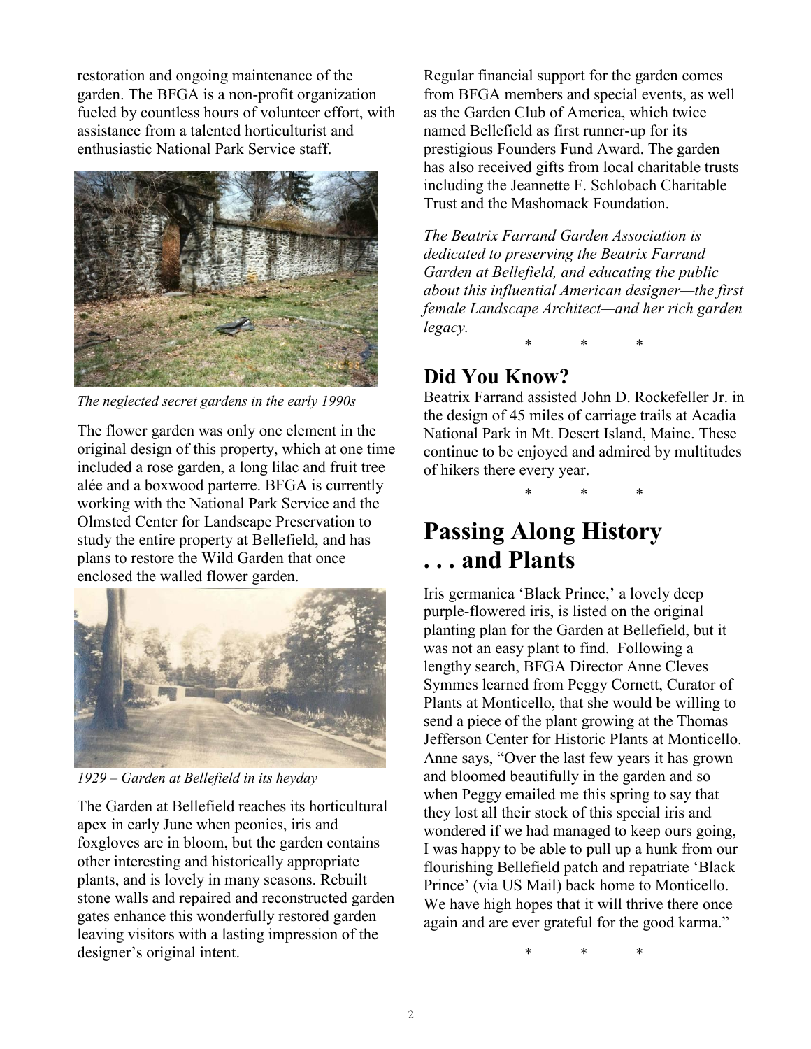restoration and ongoing maintenance of the garden. The BFGA is a non-profit organization fueled by countless hours of volunteer effort, with assistance from a talented horticulturist and enthusiastic National Park Service staff.

*The neglected secret gardens in the early 1990s*

The flower garden was only one element in the original design of this property, which at one time included a rose garden, a long lilac and fruit tree alée and a boxwood parterre. BFGA is currently working with the National Park Service and the Olmsted Center for Landscape Preservation to study the entire property at Bellefield, and has plans to restore the Wild Garden that once enclosed the walled flower garden.

*1929 – Garden at Bellefield in its heyday*

The Garden at Bellefield reaches its horticultural apex in early June when peonies, iris and foxgloves are in bloom, but the garden contains other interesting and historically appropriate plants, and is lovely in many seasons. Rebuilt stone walls and repaired and reconstructed garden gates enhance this wonderfully restored garden leaving visitors with a lasting impression of the designer's original intent.

Regular financial support for the garden comes from BFGA members and special events, as well as the Garden Club of America, which twice named Bellefield as first runner-up for its prestigious Founders Fund Award. The garden has also received gifts from local charitable trusts including the Jeannette F. Schlobach Charitable Trust and the Mashomack Foundation.

*The Beatrix Farrand Garden Association is dedicated to preserving the Beatrix Farrand Garden at Bellefield, and educating the public about this influential American designer—the first female Landscape Architect—and her rich garden legacy.*

\* \* \*

## Did You Know?

Beatrix Farrand assisted John D. Rockefeller Jr. in the design of 45 miles of carriage trails at Acadia National Park in Mt. Desert Island, Maine. These continue to be enjoyed and admired by multitudes of hikers there every year.

\* \* \*

# Passing Along History . . . and Plants

Iris germanica 'Black Prince,' a lovely deep purple-flowered iris, is listed on the original planting plan for the Garden at Bellefield, but it was not an easy plant to find. Following a lengthy search, BFGA Director Anne Cleves Symmes learned from Peggy Cornett, Curator of Plants at Monticello, that she would be willing to send a piece of the plant growing at the Thomas Jefferson Center for Historic Plants at Monticello. Anne says, "Over the last few years it has grown and bloomed beautifully in the garden and so when Peggy emailed me this spring to say that they lost all their stock of this special iris and wondered if we had managed to keep ours going, I was happy to be able to pull up a hunk from our flourishing Bellefield patch and repatriate 'Black Prince' (via US Mail) back home to Monticello. We have high hopes that it will thrive there once again and are ever grateful for the good karma."

\* \* \*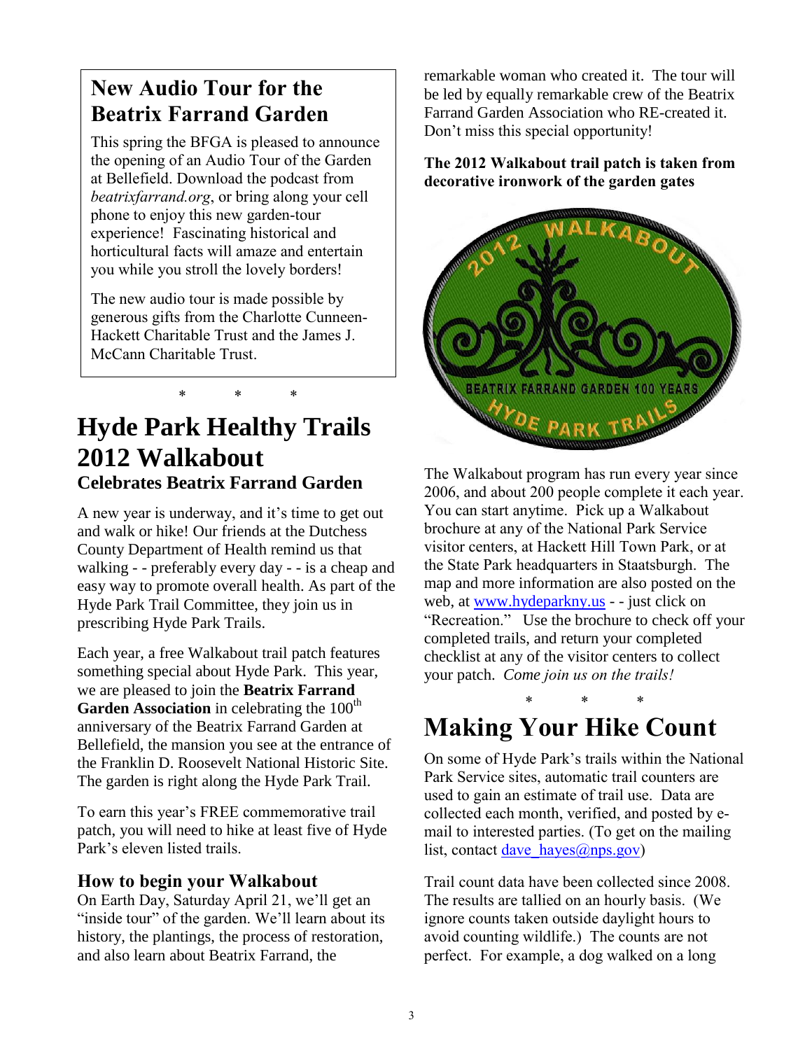## New Audio Tour for the Beatrix Farrand Garden

This spring the BFGA is pleased to announce the opening of an Audio Tour of the Garden at Bellefield. Download the podcast from *beatrixfarrand.org*, or bring along your cell phone to enjoy this new garden-tour experience! Fascinating historical and horticultural facts will amaze and entertain you while you stroll the lovely borders!

The new audio tour is made possible by generous gifts from the Charlotte Cunneen-Hackett Charitable Trust and the James J. McCann Charitable Trust.

\* \* \*

# Hyde Park Healthy Trails 2012 Walkabout

### Celebrates Beatrix Farrand Garden

A new year is underway, and it's time to get out and walk or hike! Our friends at the Dutchess County Department of Health remind us that walking - - preferably every day - - is a cheap and easy way to promote overall health. As part of the Hyde Park Trail Committee, they join us in prescribing Hyde Park Trails.

Each year, a free Walkabout trail patch features something special about Hyde Park. This year, we are pleased to join the **Beatrix Farrand Garden Association** in celebrating the 100th anniversary of the Beatrix Farrand Garden at Bellefield, the mansion you see at the entrance of the Franklin D. Roosevelt National Historic Site. The garden is right along the Hyde Park Trail.

To earn this year's FREE commemorative trail patch, you will need to hike at least five of Hyde Park's eleven listed trails.

### How to begin your Walkabout

On Earth Day, Saturday April 21, we'll get an "inside tour" of the garden. We'll learn about its history, the plantings, the process of restoration, and also learn about Beatrix Farrand, the remarkable woman who created it. The tour will be led by equally remarkable crew of the Beatrix Farrand Garden Association who RE-created it. Don't miss this special opportunity!

**The 2012 Walkabout trail patch is taken from decorative ironwork of the garden gates**

The Walkabout program has run every year since 2006, and about 200 people complete it each year. You can start anytime. Pick up a Walkabout brochure at any of the National Park Service visitor centers, at Hackett Hill Town Park, or at the State Park headquarters in Staatsburgh. The map and more information are also posted on the web, at [www.hydeparkny.us](http://www.hydeparkny.us) - - just click on "Recreation." Use the brochure to check off your completed trails, and return your completed checklist at any of the visitor centers to collect your patch. *Come join us on the trails!*

\* \* \*

# Making Your Hike Count

On some of Hyde Park's trails within the National Park Service sites, automatic trail counters are used to gain an estimate of trail use. Data are collected each month, verified, and posted by e-mail to interested parties. (To get on the mailing list, contact [dave_hayes@nps.gov](mailto:dave_hayes@nps.gov))

Trail count data have been collected since 2008. The results are tallied on an hourly basis. (We ignore counts taken outside daylight hours to avoid counting wildlife.) The counts are not perfect. For example, a dog walked on a long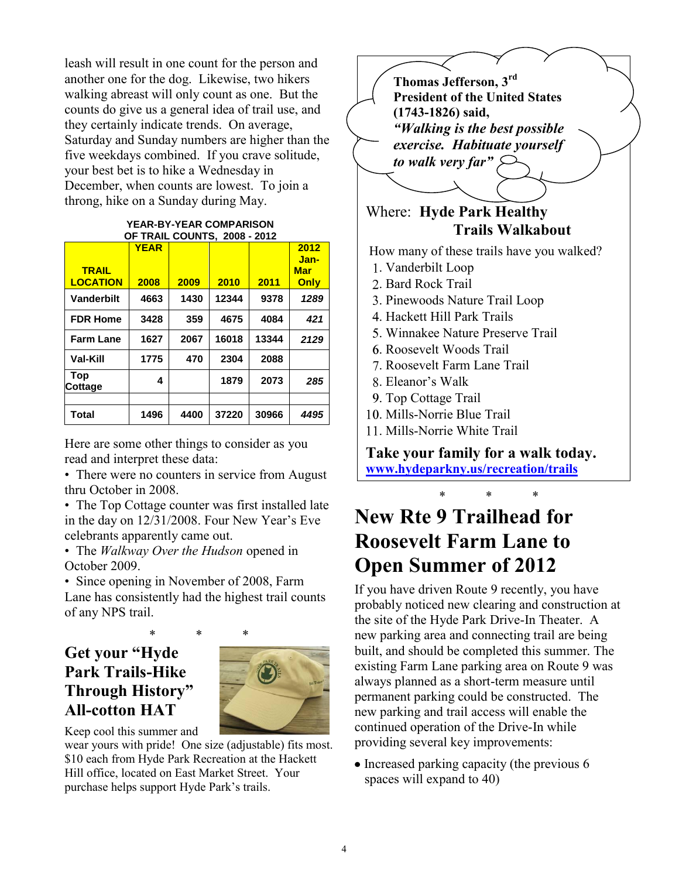leash will result in one count for the person and another one for the dog. Likewise, two hikers walking abreast will only count as one. But the counts do give us a general idea of trail use, and they certainly indicate trends. On average, Saturday and Sunday numbers are higher than the five weekdays combined. If you crave solitude, your best bet is to hike a Wednesday in December, when counts are lowest. To join a throng, hike on a Sunday during May.

**YEAR-BY-YEAR COMPARISON OF TRAIL COUNTS, 2008 - 2012**

| TRAIL LOCATION | YEAR 2008 | 2009 | 2010 | 2011 | 2012 Jan-Mar Only |
|---|---|---|---|---|---|
| Vanderbilt | 4663 | 1430 | 12344 | 9378 | *1289* |
| FDR Home | 3428 | 359 | 4675 | 4084 | *421* |
| Farm Lane | 1627 | 2067 | 16018 | 13344 | *2129* |
| Val-Kill | 1775 | 470 | 2304 | 2088 | |
| Top Cottage | 4 | | 1879 | 2073 | *285* |
| | | | | | |
| Total | 1496 | 4400 | 37220 | 30966 | *4495* |

Here are some other things to consider as you read and interpret these data:

- There were no counters in service from August thru October in 2008.
- The Top Cottage counter was first installed late in the day on 12/31/2008. Four New Year's Eve celebrants apparently came out.
- The *Walkway Over the Hudson* opened in October 2009.
- Since opening in November of 2008, Farm Lane has consistently had the highest trail counts of any NPS trail.

\* \* \*

## Get your "Hyde Park Trails-Hike Through History" All-cotton HAT

Keep cool this summer and wear yours with pride! One size (adjustable) fits most. $10 each from Hyde Park Recreation at the Hackett Hill office, located on East Market Street. Your purchase helps support Hyde Park's trails.

**Thomas Jefferson, 3rd President of the United States (1743-1826) said,**
***"Walking is the best possible exercise. Habituate yourself to walk very far"***

Where: **Hyde Park Healthy Trails Walkabout**

How many of these trails have you walked?

1. Vanderbilt Loop
2. Bard Rock Trail
3. Pinewoods Nature Trail Loop
4. Hackett Hill Park Trails
5. Winnakee Nature Preserve Trail
6. Roosevelt Woods Trail
7. Roosevelt Farm Lane Trail
8. Eleanor's Walk
9. Top Cottage Trail
10. Mills-Norrie Blue Trail
11. Mills-Norrie White Trail

**Take your family for a walk today.**
**www.hydeparkny.us/recreation/trails**

\* \* \*

# New Rte 9 Trailhead for Roosevelt Farm Lane to Open Summer of 2012

If you have driven Route 9 recently, you have probably noticed new clearing and construction at the site of the Hyde Park Drive-In Theater. A new parking area and connecting trail are being built, and should be completed this summer. The existing Farm Lane parking area on Route 9 was always planned as a short-term measure until permanent parking could be constructed. The new parking and trail access will enable the continued operation of the Drive-In while providing several key improvements:

- Increased parking capacity (the previous 6 spaces will expand to 40)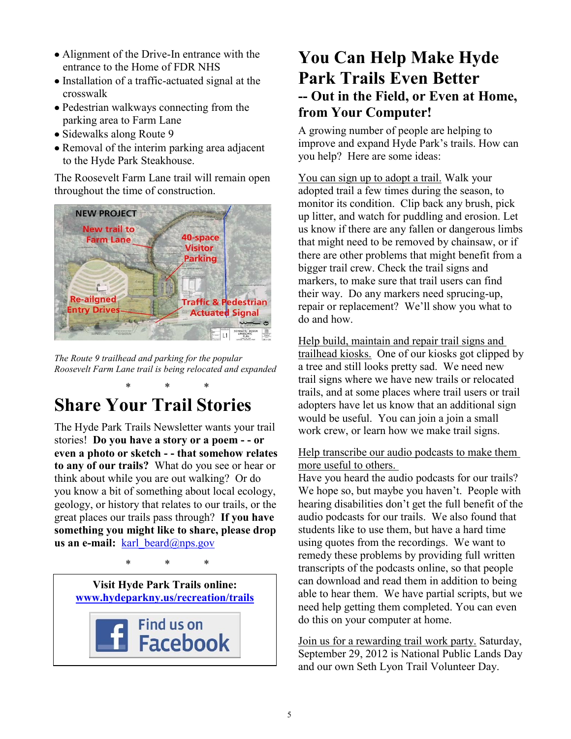- Alignment of the Drive-In entrance with the entrance to the Home of FDR NHS
- Installation of a traffic-actuated signal at the crosswalk
- Pedestrian walkways connecting from the parking area to Farm Lane
- Sidewalks along Route 9
- Removal of the interim parking area adjacent to the Hyde Park Steakhouse.

The Roosevelt Farm Lane trail will remain open throughout the time of construction.

*The Route 9 trailhead and parking for the popular Roosevelt Farm Lane trail is being relocated and expanded*

\*　　\*　　\*

# Share Your Trail Stories

The Hyde Park Trails Newsletter wants your trail stories! **Do you have a story or a poem - - or even a photo or sketch - - that somehow relates to any of our trails?** What do you see or hear or think about while you are out walking? Or do you know a bit of something about local ecology, geology, or history that relates to our trails, or the great places our trails pass through? **If you have something you might like to share, please drop us an e-mail:** karl_beard@nps.gov

\*　　\*　　\*

**Visit Hyde Park Trails online:**
**www.hydeparkny.us/recreation/trails**

Find us on Facebook

# You Can Help Make Hyde Park Trails Even Better

## -- Out in the Field, or Even at Home, from Your Computer!

A growing number of people are helping to improve and expand Hyde Park's trails. How can you help? Here are some ideas:

You can sign up to adopt a trail. Walk your adopted trail a few times during the season, to monitor its condition. Clip back any brush, pick up litter, and watch for puddling and erosion. Let us know if there are any fallen or dangerous limbs that might need to be removed by chainsaw, or if there are other problems that might benefit from a bigger trail crew. Check the trail signs and markers, to make sure that trail users can find their way. Do any markers need sprucing-up, repair or replacement? We'll show you what to do and how.

Help build, maintain and repair trail signs and trailhead kiosks. One of our kiosks got clipped by a tree and still looks pretty sad. We need new trail signs where we have new trails or relocated trails, and at some places where trail users or trail adopters have let us know that an additional sign would be useful. You can join a join a small work crew, or learn how we make trail signs.

Help transcribe our audio podcasts to make them more useful to others.
Have you heard the audio podcasts for our trails? We hope so, but maybe you haven't. People with hearing disabilities don't get the full benefit of the audio podcasts for our trails. We also found that students like to use them, but have a hard time using quotes from the recordings. We want to remedy these problems by providing full written transcripts of the podcasts online, so that people can download and read them in addition to being able to hear them. We have partial scripts, but we need help getting them completed. You can even do this on your computer at home.

Join us for a rewarding trail work party. Saturday, September 29, 2012 is National Public Lands Day and our own Seth Lyon Trail Volunteer Day.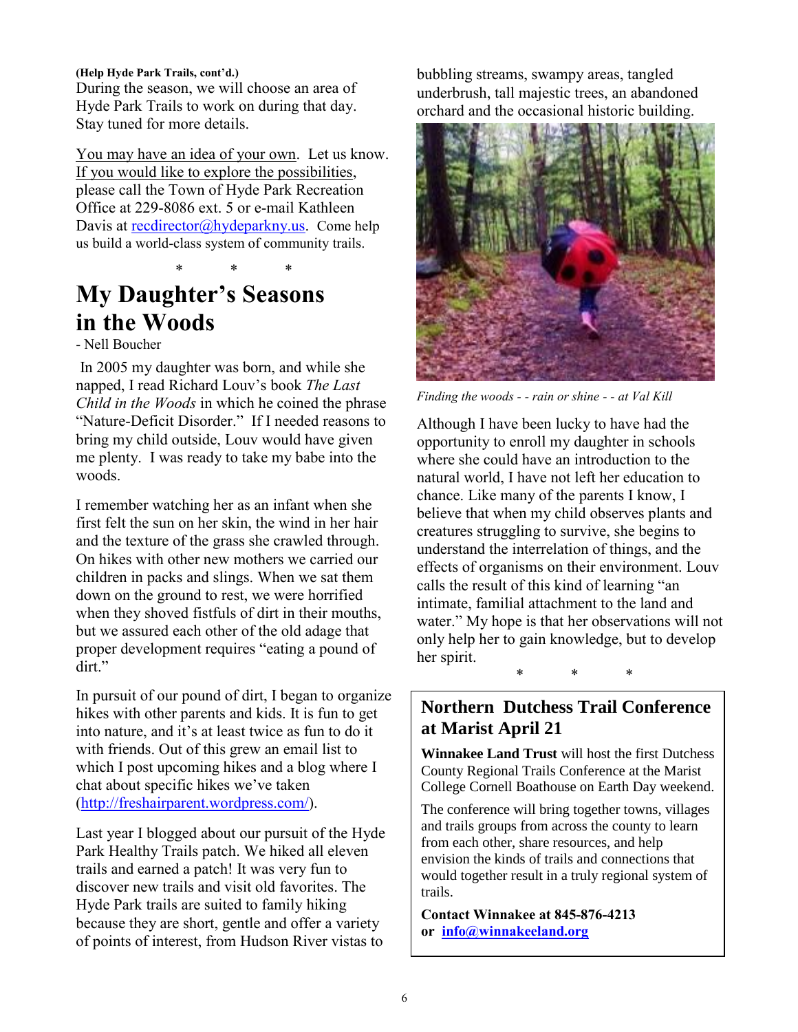**(Help Hyde Park Trails, cont'd.)**

During the season, we will choose an area of Hyde Park Trails to work on during that day. Stay tuned for more details.

You may have an idea of your own. Let us know. If you would like to explore the possibilities, please call the Town of Hyde Park Recreation Office at 229-8086 ext. 5 or e-mail Kathleen Davis at recdirector@hydeparkny.us. Come help us build a world-class system of community trails.

\* \* \*

# My Daughter's Seasons in the Woods

- Nell Boucher

In 2005 my daughter was born, and while she napped, I read Richard Louv's book *The Last Child in the Woods* in which he coined the phrase "Nature-Deficit Disorder." If I needed reasons to bring my child outside, Louv would have given me plenty. I was ready to take my babe into the woods.

I remember watching her as an infant when she first felt the sun on her skin, the wind in her hair and the texture of the grass she crawled through. On hikes with other new mothers we carried our children in packs and slings. When we sat them down on the ground to rest, we were horrified when they shoved fistfuls of dirt in their mouths, but we assured each other of the old adage that proper development requires "eating a pound of dirt."

In pursuit of our pound of dirt, I began to organize hikes with other parents and kids. It is fun to get into nature, and it's at least twice as fun to do it with friends. Out of this grew an email list to which I post upcoming hikes and a blog where I chat about specific hikes we've taken (http://freshairparent.wordpress.com/).

Last year I blogged about our pursuit of the Hyde Park Healthy Trails patch. We hiked all eleven trails and earned a patch! It was very fun to discover new trails and visit old favorites. The Hyde Park trails are suited to family hiking because they are short, gentle and offer a variety of points of interest, from Hudson River vistas to bubbling streams, swampy areas, tangled underbrush, tall majestic trees, an abandoned orchard and the occasional historic building.

*Finding the woods - - rain or shine - - at Val Kill*

Although I have been lucky to have had the opportunity to enroll my daughter in schools where she could have an introduction to the natural world, I have not left her education to chance. Like many of the parents I know, I believe that when my child observes plants and creatures struggling to survive, she begins to understand the interrelation of things, and the effects of organisms on their environment. Louv calls the result of this kind of learning "an intimate, familial attachment to the land and water." My hope is that her observations will not only help her to gain knowledge, but to develop her spirit.

\* \* \*

## Northern Dutchess Trail Conference at Marist April 21

**Winnakee Land Trust** will host the first Dutchess County Regional Trails Conference at the Marist College Cornell Boathouse on Earth Day weekend.

The conference will bring together towns, villages and trails groups from across the county to learn from each other, share resources, and help envision the kinds of trails and connections that would together result in a truly regional system of trails.

**Contact Winnakee at 845-876-4213 or info@winnakeeland.org**